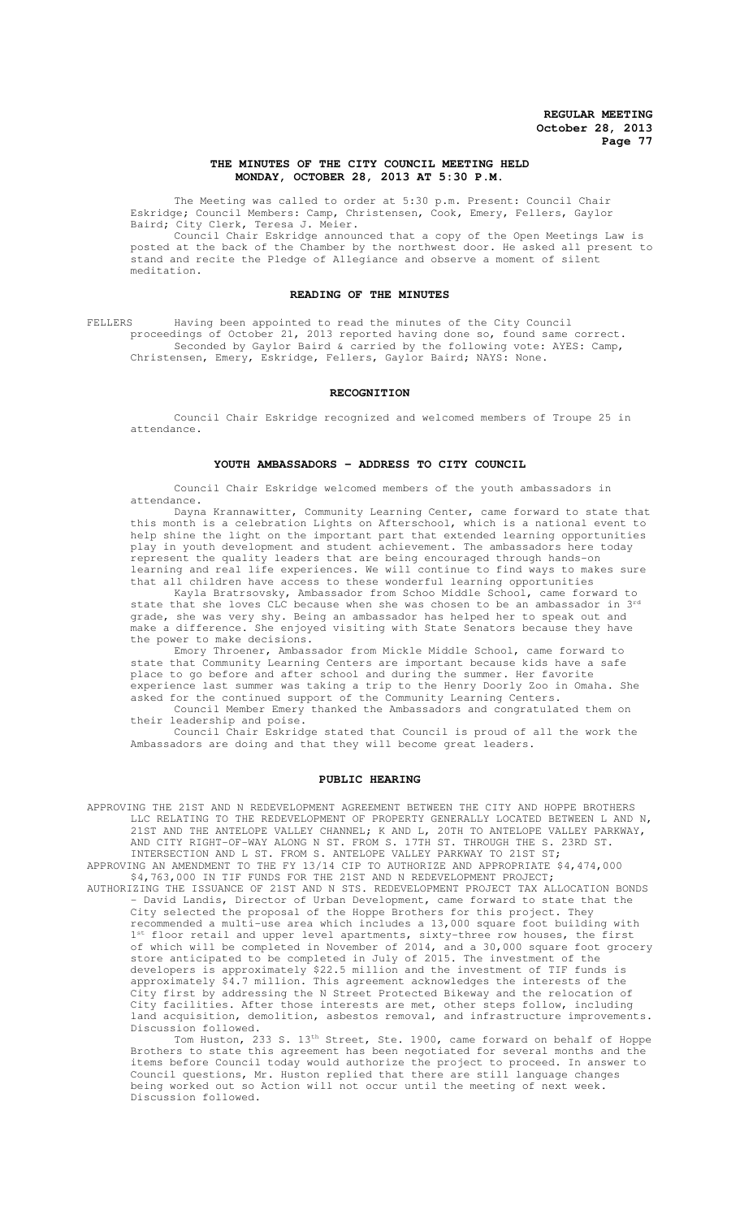# THE MINUTES OF THE CITY COUNCIL MEETING HELD MONDAY, OCTOBER 28, 2013 AT 5:30 P.M.

The Meeting was called to order at 5:30 p.m. Present: Council Chair Eskridge; Council Members: Camp, Christensen, Cook, Emery, Fellers, Gaylor Baird; City Clerk, Teresa J. Meier.

Council Chair Eskridge announced that a copy of the Open Meetings Law is posted at the back of the Chamber by the northwest door. He asked all present to stand and recite the Pledge of Allegiance and observe a moment of silent meditation.

## READING OF THE MINUTES

FELLERS Having been appointed to read the minutes of the City Council proceedings of October 21, 2013 reported having done so, found same correct. Seconded by Gaylor Baird & carried by the following vote: AYES: Camp, Christensen, Emery, Eskridge, Fellers, Gaylor Baird; NAYS: None.

## RECOGNITION

Council Chair Eskridge recognized and welcomed members of Troupe 25 in attendance.

## YOUTH AMBASSADORS - ADDRESS TO CITY COUNCIL

Council Chair Eskridge welcomed members of the youth ambassadors in attendance.

Dayna Krannawitter, Community Learning Center, came forward to state that this month is a celebration Lights on Afterschool, which is a national event to help shine the light on the important part that extended learning opportunities play in youth development and student achievement. The ambassadors here today represent the quality leaders that are being encouraged through hands-on learning and real life experiences. We will continue to find ways to makes sure that all children have access to these wonderful learning opportunities

Kayla Bratrsovsky, Ambassador from Schoo Middle School, came forward to state that she loves CLC because when she was chosen to be an ambassador in 3rd grade, she was very shy. Being an ambassador has helped her to speak out and make a difference. She enjoyed visiting with State Senators because they have the power to make decisions.

Emory Throener, Ambassador from Mickle Middle School, came forward to state that Community Learning Centers are important because kids have a safe place to go before and after school and during the summer. Her favorite experience last summer was taking a trip to the Henry Doorly Zoo in Omaha. She asked for the continued support of the Community Learning Centers.

Council Member Emery thanked the Ambassadors and congratulated them on their leadership and poise.

Council Chair Eskridge stated that Council is proud of all the work the Ambassadors are doing and that they will become great leaders.

## PUBLIC HEARING

APPROVING THE 21ST AND N REDEVELOPMENT AGREEMENT BETWEEN THE CITY AND HOPPE BROTHERS LLC RELATING TO THE REDEVELOPMENT OF PROPERTY GENERALLY LOCATED BETWEEN L AND N, 21ST AND THE ANTELOPE VALLEY CHANNEL; K AND L, 20TH TO ANTELOPE VALLEY PARKWAY, AND CITY RIGHT-OF-WAY ALONG N ST. FROM S. 17TH ST. THROUGH THE S. 23RD ST. INTERSECTION AND L ST. FROM S. ANTELOPE VALLEY PARKWAY TO 21ST ST;

APPROVING AN AMENDMENT TO THE FY 13/14 CIP TO AUTHORIZE AND APPROPRIATE $4,474,000 $4,763,000 IN TIF FUNDS FOR THE 21ST AND N REDEVELOPMENT PROJECT;

AUTHORIZING THE ISSUANCE OF 21ST AND N STS. REDEVELOPMENT PROJECT TAX ALLOCATION BONDS - David Landis, Director of Urban Development, came forward to state that the City selected the proposal of the Hoppe Brothers for this project. They recommended a multi-use area which includes a 13,000 square foot building with 1st floor retail and upper level apartments, sixty-three row houses, the first of which will be completed in November of 2014, and a 30,000 square foot grocery store anticipated to be completed in July of 2015. The investment of the developers is approximately $22.5 million and the investment of TIF funds is approximately $4.7 million. This agreement acknowledges the interests of the City first by addressing the N Street Protected Bikeway and the relocation of City facilities. After those interests are met, other steps follow, including land acquisition, demolition, asbestos removal, and infrastructure improvements. Discussion followed.

Tom Huston, 233 S. 13th Street, Ste. 1900, came forward on behalf of Hoppe Brothers to state this agreement has been negotiated for several months and the items before Council today would authorize the project to proceed. In answer to Council questions, Mr. Huston replied that there are still language changes being worked out so Action will not occur until the meeting of next week. Discussion followed.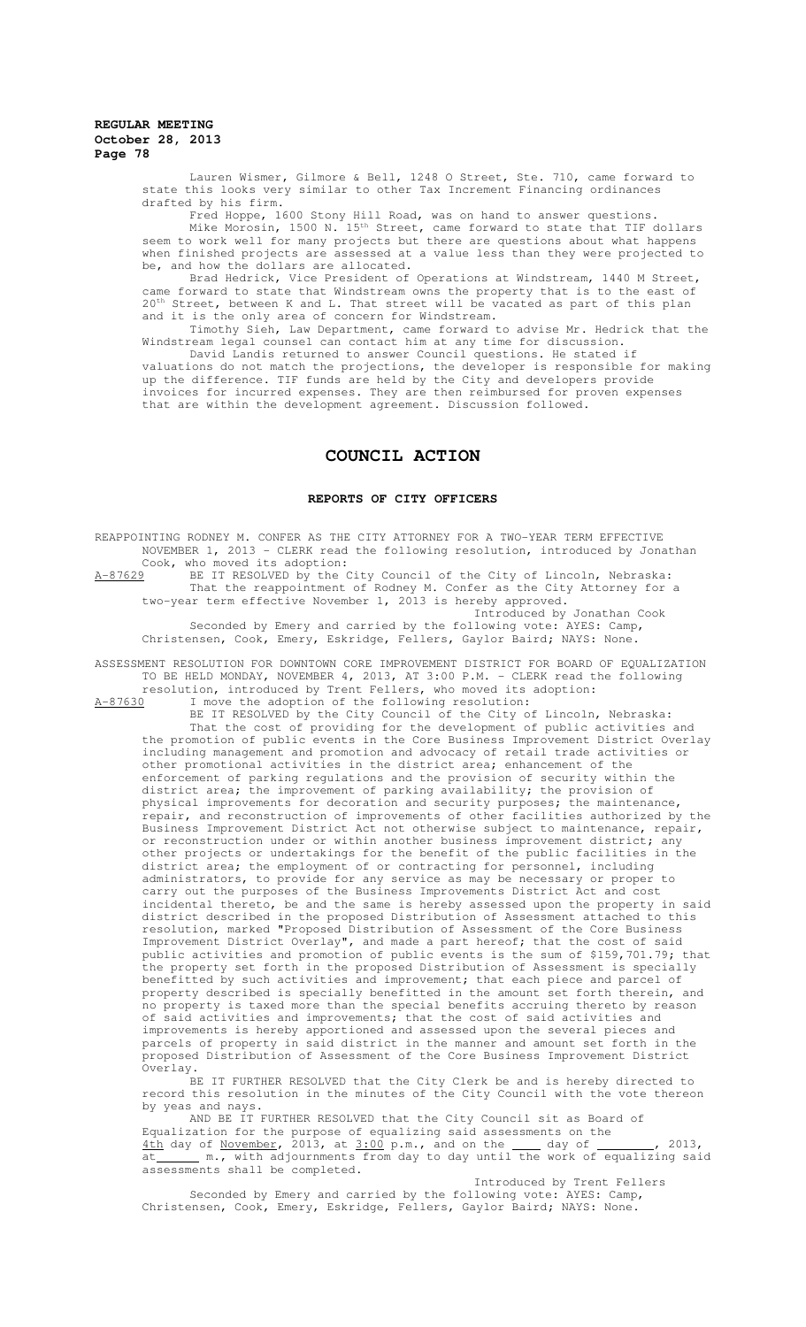Lauren Wismer, Gilmore & Bell, 1248 O Street, Ste. 710, came forward to state this looks very similar to other Tax Increment Financing ordinances drafted by his firm.

Fred Hoppe, 1600 Stony Hill Road, was on hand to answer questions.

Mike Morosin, 1500 N. 15th Street, came forward to state that TIF dollars seem to work well for many projects but there are questions about what happens when finished projects are assessed at a value less than they were projected to be, and how the dollars are allocated.

Brad Hedrick, Vice President of Operations at Windstream, 1440 M Street, came forward to state that Windstream owns the property that is to the east of 20th Street, between K and L. That street will be vacated as part of this plan and it is the only area of concern for Windstream.

Timothy Sieh, Law Department, came forward to advise Mr. Hedrick that the Windstream legal counsel can contact him at any time for discussion.

David Landis returned to answer Council questions. He stated if valuations do not match the projections, the developer is responsible for making up the difference. TIF funds are held by the City and developers provide invoices for incurred expenses. They are then reimbursed for proven expenses that are within the development agreement. Discussion followed.

# COUNCIL ACTION

## REPORTS OF CITY OFFICERS

REAPPOINTING RODNEY M. CONFER AS THE CITY ATTORNEY FOR A TWO-YEAR TERM EFFECTIVE NOVEMBER 1, 2013 - CLERK read the following resolution, introduced by Jonathan Cook, who moved its adoption:

A-87629 BE IT RESOLVED by the City Council of the City of Lincoln, Nebraska:

That the reappointment of Rodney M. Confer as the City Attorney for a two-year term effective November 1, 2013 is hereby approved.

Introduced by Jonathan Cook

Seconded by Emery and carried by the following vote: AYES: Camp, Christensen, Cook, Emery, Eskridge, Fellers, Gaylor Baird; NAYS: None.

ASSESSMENT RESOLUTION FOR DOWNTOWN CORE IMPROVEMENT DISTRICT FOR BOARD OF EQUALIZATION TO BE HELD MONDAY, NOVEMBER 4, 2013, AT 3:00 P.M. - CLERK read the following resolution, introduced by Trent Fellers, who moved its adoption:

A-87630 I move the adoption of the following resolution:

BE IT RESOLVED by the City Council of the City of Lincoln, Nebraska:

That the cost of providing for the development of public activities and the promotion of public events in the Core Business Improvement District Overlay including management and promotion and advocacy of retail trade activities or other promotional activities in the district area; enhancement of the enforcement of parking regulations and the provision of security within the district area; the improvement of parking availability; the provision of physical improvements for decoration and security purposes; the maintenance, repair, and reconstruction of improvements of other facilities authorized by the Business Improvement District Act not otherwise subject to maintenance, repair, or reconstruction under or within another business improvement district; any other projects or undertakings for the benefit of the public facilities in the district area; the employment of or contracting for personnel, including administrators, to provide for any service as may be necessary or proper to carry out the purposes of the Business Improvements District Act and cost incidental thereto, be and the same is hereby assessed upon the property in said district described in the proposed Distribution of Assessment attached to this resolution, marked "Proposed Distribution of Assessment of the Core Business Improvement District Overlay", and made a part hereof; that the cost of said public activities and promotion of public events is the sum of $159,701.79; that the property set forth in the proposed Distribution of Assessment is specially benefitted by such activities and improvement; that each piece and parcel of property described is specially benefitted in the amount set forth therein, and no property is taxed more than the special benefits accruing thereto by reason of said activities and improvements; that the cost of said activities and improvements is hereby apportioned and assessed upon the several pieces and parcels of property in said district in the manner and amount set forth in the proposed Distribution of Assessment of the Core Business Improvement District Overlay.

BE IT FURTHER RESOLVED that the City Clerk be and is hereby directed to record this resolution in the minutes of the City Council with the vote thereon by yeas and nays.

AND BE IT FURTHER RESOLVED that the City Council sit as Board of Equalization for the purpose of equalizing said assessments on the 4th day of November, 2013, at 3:00 p.m., and on the ____ day of ________, 2013, at ______ m., with adjournments from day to day until the work of equalizing said assessments shall be completed.

Introduced by Trent Fellers

Seconded by Emery and carried by the following vote: AYES: Camp, Christensen, Cook, Emery, Eskridge, Fellers, Gaylor Baird; NAYS: None.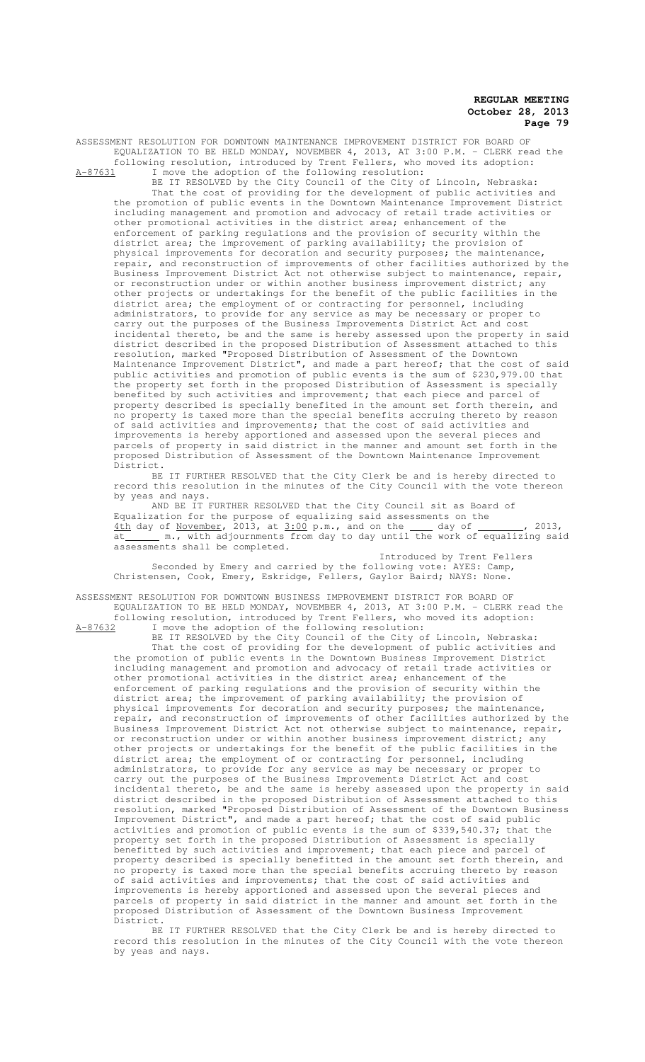ASSESSMENT RESOLUTION FOR DOWNTOWN MAINTENANCE IMPROVEMENT DISTRICT FOR BOARD OF EQUALIZATION TO BE HELD MONDAY, NOVEMBER 4, 2013, AT 3:00 P.M. - CLERK read the following resolution, introduced by Trent Fellers, who moved its adoption:

A-87631 I move the adoption of the following resolution:

BE IT RESOLVED by the City Council of the City of Lincoln, Nebraska:

That the cost of providing for the development of public activities and the promotion of public events in the Downtown Maintenance Improvement District including management and promotion and advocacy of retail trade activities or other promotional activities in the district area; enhancement of the enforcement of parking regulations and the provision of security within the district area; the improvement of parking availability; the provision of physical improvements for decoration and security purposes; the maintenance, repair, and reconstruction of improvements of other facilities authorized by the Business Improvement District Act not otherwise subject to maintenance, repair, or reconstruction under or within another business improvement district; any other projects or undertakings for the benefit of the public facilities in the district area; the employment of or contracting for personnel, including administrators, to provide for any service as may be necessary or proper to carry out the purposes of the Business Improvements District Act and cost incidental thereto, be and the same is hereby assessed upon the property in said district described in the proposed Distribution of Assessment attached to this resolution, marked "Proposed Distribution of Assessment of the Downtown Maintenance Improvement District", and made a part hereof; that the cost of said public activities and promotion of public events is the sum of $230,979.00 that the property set forth in the proposed Distribution of Assessment is specially benefited by such activities and improvement; that each piece and parcel of property described is specially benefitted in the amount set forth therein, and no property is taxed more than the special benefits accruing thereto by reason of said activities and improvements; that the cost of said activities and improvements is hereby apportioned and assessed upon the several pieces and parcels of property in said district in the manner and amount set forth in the proposed Distribution of Assessment of the Downtown Maintenance Improvement District.

BE IT FURTHER RESOLVED that the City Clerk be and is hereby directed to record this resolution in the minutes of the City Council with the vote thereon by yeas and nays.

AND BE IT FURTHER RESOLVED that the City Council sit as Board of Equalization for the purpose of equalizing said assessments on the 4th day of November, 2013, at 3:00 p.m., and on the ____ day of ________, 2013, at ______ m., with adjournments from day to day until the work of equalizing said assessments shall be completed.

Introduced by Trent Fellers

Seconded by Emery and carried by the following vote: AYES: Camp, Christensen, Cook, Emery, Eskridge, Fellers, Gaylor Baird; NAYS: None.

ASSESSMENT RESOLUTION FOR DOWNTOWN BUSINESS IMPROVEMENT DISTRICT FOR BOARD OF EQUALIZATION TO BE HELD MONDAY, NOVEMBER 4, 2013, AT 3:00 P.M. - CLERK read the following resolution, introduced by Trent Fellers, who moved its adoption:

A-87632 I move the adoption of the following resolution:

BE IT RESOLVED by the City Council of the City of Lincoln, Nebraska:

That the cost of providing for the development of public activities and the promotion of public events in the Downtown Business Improvement District including management and promotion and advocacy of retail trade activities or other promotional activities in the district area; enhancement of the enforcement of parking regulations and the provision of security within the district area; the improvement of parking availability; the provision of physical improvements for decoration and security purposes; the maintenance, repair, and reconstruction of improvements of other facilities authorized by the Business Improvement District Act not otherwise subject to maintenance, repair, or reconstruction under or within another business improvement district; any other projects or undertakings for the benefit of the public facilities in the district area; the employment of or contracting for personnel, including administrators, to provide for any service as may be necessary or proper to carry out the purposes of the Business Improvements District Act and cost incidental thereto, be and the same is hereby assessed upon the property in said district described in the proposed Distribution of Assessment attached to this resolution, marked "Proposed Distribution of Assessment of the Downtown Business Improvement District", and made a part hereof; that the cost of said public activities and promotion of public events is the sum of $339,540.37; that the property set forth in the proposed Distribution of Assessment is specially benefitted by such activities and improvement; that each piece and parcel of property described is specially benefitted in the amount set forth therein, and no property is taxed more than the special benefits accruing thereto by reason of said activities and improvements; that the cost of said activities and improvements is hereby apportioned and assessed upon the several pieces and parcels of property in said district in the manner and amount set forth in the proposed Distribution of Assessment of the Downtown Business Improvement District.

BE IT FURTHER RESOLVED that the City Clerk be and is hereby directed to record this resolution in the minutes of the City Council with the vote thereon by yeas and nays.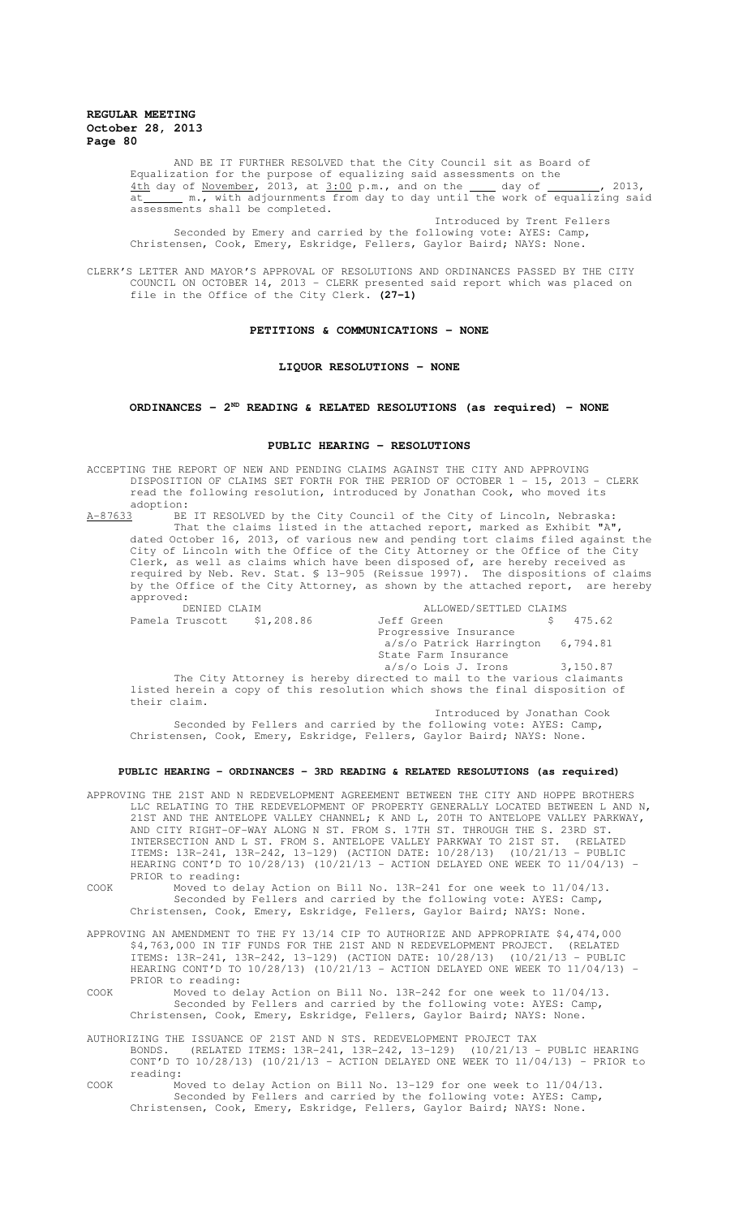AND BE IT FURTHER RESOLVED that the City Council sit as Board of Equalization for the purpose of equalizing said assessments on the 4th day of November, 2013, at 3:00 p.m., and on the ____ day of ________, 2013, at ______ m., with adjournments from day to day until the work of equalizing said assessments shall be completed.

Introduced by Trent Fellers

Seconded by Emery and carried by the following vote: AYES: Camp, Christensen, Cook, Emery, Eskridge, Fellers, Gaylor Baird; NAYS: None.

CLERK'S LETTER AND MAYOR'S APPROVAL OF RESOLUTIONS AND ORDINANCES PASSED BY THE CITY COUNCIL ON OCTOBER 14, 2013 - CLERK presented said report which was placed on file in the Office of the City Clerk. **(27-1)**

## PETITIONS & COMMUNICATIONS - NONE

## LIQUOR RESOLUTIONS - NONE

## ORDINANCES - 2ND READING & RELATED RESOLUTIONS (as required) - NONE

## PUBLIC HEARING - RESOLUTIONS

ACCEPTING THE REPORT OF NEW AND PENDING CLAIMS AGAINST THE CITY AND APPROVING DISPOSITION OF CLAIMS SET FORTH FOR THE PERIOD OF OCTOBER 1 - 15, 2013 - CLERK read the following resolution, introduced by Jonathan Cook, who moved its adoption:

A-87633 BE IT RESOLVED by the City Council of the City of Lincoln, Nebraska:

That the claims listed in the attached report, marked as Exhibit "A", dated October 16, 2013, of various new and pending tort claims filed against the City of Lincoln with the Office of the City Attorney or the Office of the City Clerk, as well as claims which have been disposed of, are hereby received as required by Neb. Rev. Stat. § 13-905 (Reissue 1997). The dispositions of claims by the Office of the City Attorney, as shown by the attached report, are hereby approved:

| DENIED CLAIM | | ALLOWED/SETTLED CLAIMS | |
|---|---|---|---|
| Pamela Truscott | $1,208.86 | Jeff Green | $ 475.62 |
| | | Progressive Insurance a/s/o Patrick Harrington | 6,794.81 |
| | | State Farm Insurance a/s/o Lois J. Irons | 3,150.87 |

The City Attorney is hereby directed to mail to the various claimants listed herein a copy of this resolution which shows the final disposition of their claim.

Introduced by Jonathan Cook

Seconded by Fellers and carried by the following vote: AYES: Camp, Christensen, Cook, Emery, Eskridge, Fellers, Gaylor Baird; NAYS: None.

## PUBLIC HEARING - ORDINANCES - 3RD READING & RELATED RESOLUTIONS (as required)

APPROVING THE 21ST AND N REDEVELOPMENT AGREEMENT BETWEEN THE CITY AND HOPPE BROTHERS LLC RELATING TO THE REDEVELOPMENT OF PROPERTY GENERALLY LOCATED BETWEEN L AND N, 21ST AND THE ANTELOPE VALLEY CHANNEL; K AND L, 20TH TO ANTELOPE VALLEY PARKWAY, AND CITY RIGHT-OF-WAY ALONG N ST. FROM S. 17TH ST. THROUGH THE S. 23RD ST. INTERSECTION AND L ST. FROM S. ANTELOPE VALLEY PARKWAY TO 21ST ST. (RELATED ITEMS: 13R-241, 13R-242, 13-129) (ACTION DATE: 10/28/13) (10/21/13 - PUBLIC HEARING CONT'D TO 10/28/13) (10/21/13 - ACTION DELAYED ONE WEEK TO 11/04/13) - PRIOR to reading:

COOK Moved to delay Action on Bill No. 13R-241 for one week to 11/04/13.

Seconded by Fellers and carried by the following vote: AYES: Camp, Christensen, Cook, Emery, Eskridge, Fellers, Gaylor Baird; NAYS: None.

APPROVING AN AMENDMENT TO THE FY 13/14 CIP TO AUTHORIZE AND APPROPRIATE ~~$4,474,000~~ $4,763,000 IN TIF FUNDS FOR THE 21ST AND N REDEVELOPMENT PROJECT. (RELATED ITEMS: 13R-241, 13R-242, 13-129) (ACTION DATE: 10/28/13) (10/21/13 - PUBLIC HEARING CONT'D TO 10/28/13) (10/21/13 - ACTION DELAYED ONE WEEK TO 11/04/13) - PRIOR to reading:

COOK Moved to delay Action on Bill No. 13R-242 for one week to 11/04/13.

Seconded by Fellers and carried by the following vote: AYES: Camp, Christensen, Cook, Emery, Eskridge, Fellers, Gaylor Baird; NAYS: None.

AUTHORIZING THE ISSUANCE OF 21ST AND N STS. REDEVELOPMENT PROJECT TAX BONDS. (RELATED ITEMS: 13R-241, 13R-242, 13-129) (10/21/13 - PUBLIC HEARING CONT'D TO 10/28/13) (10/21/13 - ACTION DELAYED ONE WEEK TO 11/04/13) - PRIOR to reading:

COOK Moved to delay Action on Bill No. 13-129 for one week to 11/04/13.

Seconded by Fellers and carried by the following vote: AYES: Camp, Christensen, Cook, Emery, Eskridge, Fellers, Gaylor Baird; NAYS: None.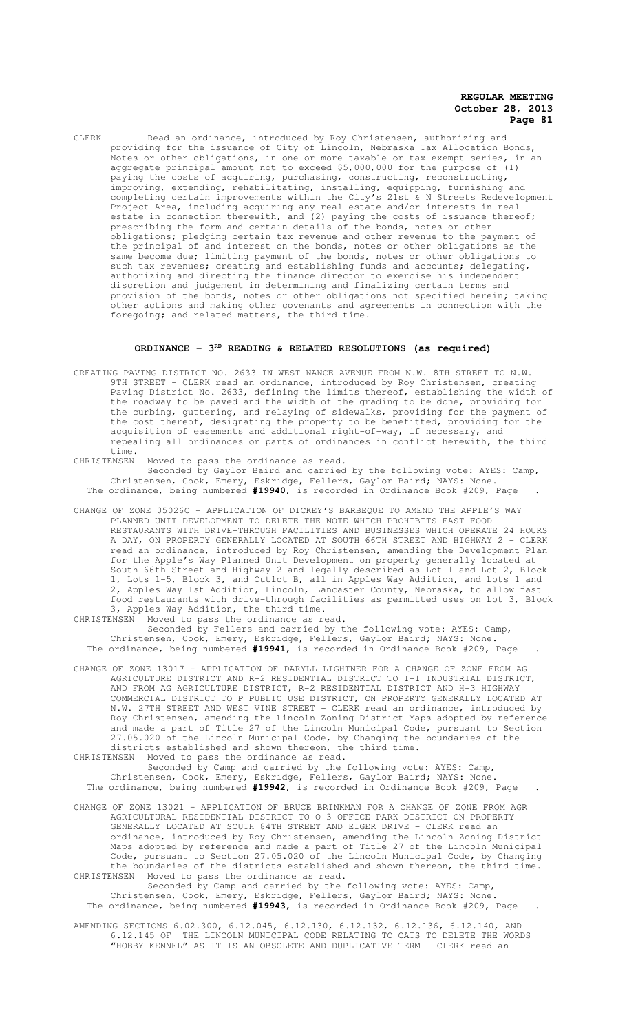CLERK Read an ordinance, introduced by Roy Christensen, authorizing and providing for the issuance of City of Lincoln, Nebraska Tax Allocation Bonds, Notes or other obligations, in one or more taxable or tax-exempt series, in an aggregate principal amount not to exceed $5,000,000 for the purpose of (1) paying the costs of acquiring, purchasing, constructing, reconstructing, improving, extending, rehabilitating, installing, equipping, furnishing and completing certain improvements within the City's 21st & N Streets Redevelopment Project Area, including acquiring any real estate and/or interests in real estate in connection therewith, and (2) paying the costs of issuance thereof; prescribing the form and certain details of the bonds, notes or other obligations; pledging certain tax revenue and other revenue to the payment of the principal of and interest on the bonds, notes or other obligations as the same become due; limiting payment of the bonds, notes or other obligations to such tax revenues; creating and establishing funds and accounts; delegating, authorizing and directing the finance director to exercise his independent discretion and judgement in determining and finalizing certain terms and provision of the bonds, notes or other obligations not specified herein; taking other actions and making other covenants and agreements in connection with the foregoing; and related matters, the third time.

## ORDINANCE - 3RD READING & RELATED RESOLUTIONS (as required)

CREATING PAVING DISTRICT NO. 2633 IN WEST NANCE AVENUE FROM N.W. 8TH STREET TO N.W. 9TH STREET - CLERK read an ordinance, introduced by Roy Christensen, creating Paving District No. 2633, defining the limits thereof, establishing the width of the roadway to be paved and the width of the grading to be done, providing for the curbing, guttering, and relaying of sidewalks, providing for the payment of the cost thereof, designating the property to be benefitted, providing for the acquisition of easements and additional right-of-way, if necessary, and repealing all ordinances or parts of ordinances in conflict herewith, the third time.

CHRISTENSEN Moved to pass the ordinance as read.

Seconded by Gaylor Baird and carried by the following vote: AYES: Camp, Christensen, Cook, Emery, Eskridge, Fellers, Gaylor Baird; NAYS: None.

The ordinance, being numbered **#19940**, is recorded in Ordinance Book #209, Page .

CHANGE OF ZONE 05026C - APPLICATION OF DICKEY'S BARBEQUE TO AMEND THE APPLE'S WAY PLANNED UNIT DEVELOPMENT TO DELETE THE NOTE WHICH PROHIBITS FAST FOOD RESTAURANTS WITH DRIVE-THROUGH FACILITIES AND BUSINESSES WHICH OPERATE 24 HOURS A DAY, ON PROPERTY GENERALLY LOCATED AT SOUTH 66TH STREET AND HIGHWAY 2 - CLERK read an ordinance, introduced by Roy Christensen, amending the Development Plan for the Apple's Way Planned Unit Development on property generally located at South 66th Street and Highway 2 and legally described as Lot 1 and Lot 2, Block 1, Lots 1-5, Block 3, and Outlot B, all in Apples Way Addition, and Lots 1 and 2, Apples Way 1st Addition, Lincoln, Lancaster County, Nebraska, to allow fast food restaurants with drive-through facilities as permitted uses on Lot 3, Block 3, Apples Way Addition, the third time.

CHRISTENSEN Moved to pass the ordinance as read.

Seconded by Fellers and carried by the following vote: AYES: Camp, Christensen, Cook, Emery, Eskridge, Fellers, Gaylor Baird; NAYS: None.

The ordinance, being numbered **#19941**, is recorded in Ordinance Book #209, Page .

CHANGE OF ZONE 13017 - APPLICATION OF DARYLL LIGHTNER FOR A CHANGE OF ZONE FROM AG AGRICULTURE DISTRICT AND R-2 RESIDENTIAL DISTRICT TO I-1 INDUSTRIAL DISTRICT, AND FROM AG AGRICULTURE DISTRICT, R-2 RESIDENTIAL DISTRICT AND H-3 HIGHWAY COMMERCIAL DISTRICT TO P PUBLIC USE DISTRICT, ON PROPERTY GENERALLY LOCATED AT N.W. 27TH STREET AND WEST VINE STREET - CLERK read an ordinance, introduced by Roy Christensen, amending the Lincoln Zoning District Maps adopted by reference and made a part of Title 27 of the Lincoln Municipal Code, pursuant to Section 27.05.020 of the Lincoln Municipal Code, by Changing the boundaries of the districts established and shown thereon, the third time.

CHRISTENSEN Moved to pass the ordinance as read.

Seconded by Camp and carried by the following vote: AYES: Camp, Christensen, Cook, Emery, Eskridge, Fellers, Gaylor Baird; NAYS: None.

The ordinance, being numbered **#19942**, is recorded in Ordinance Book #209, Page .

CHANGE OF ZONE 13021 - APPLICATION OF BRUCE BRINKMAN FOR A CHANGE OF ZONE FROM AGR AGRICULTURAL RESIDENTIAL DISTRICT TO O-3 OFFICE PARK DISTRICT ON PROPERTY GENERALLY LOCATED AT SOUTH 84TH STREET AND EIGER DRIVE - CLERK read an ordinance, introduced by Roy Christensen, amending the Lincoln Zoning District Maps adopted by reference and made a part of Title 27 of the Lincoln Municipal Code, pursuant to Section 27.05.020 of the Lincoln Municipal Code, by Changing the boundaries of the districts established and shown thereon, the third time.

CHRISTENSEN Moved to pass the ordinance as read.

Seconded by Camp and carried by the following vote: AYES: Camp, Christensen, Cook, Emery, Eskridge, Fellers, Gaylor Baird; NAYS: None.

The ordinance, being numbered **#19943**, is recorded in Ordinance Book #209, Page .

AMENDING SECTIONS 6.02.300, 6.12.045, 6.12.130, 6.12.132, 6.12.136, 6.12.140, AND 6.12.145 OF THE LINCOLN MUNICIPAL CODE RELATING TO CATS TO DELETE THE WORDS "HOBBY KENNEL" AS IT IS AN OBSOLETE AND DUPLICATIVE TERM - CLERK read an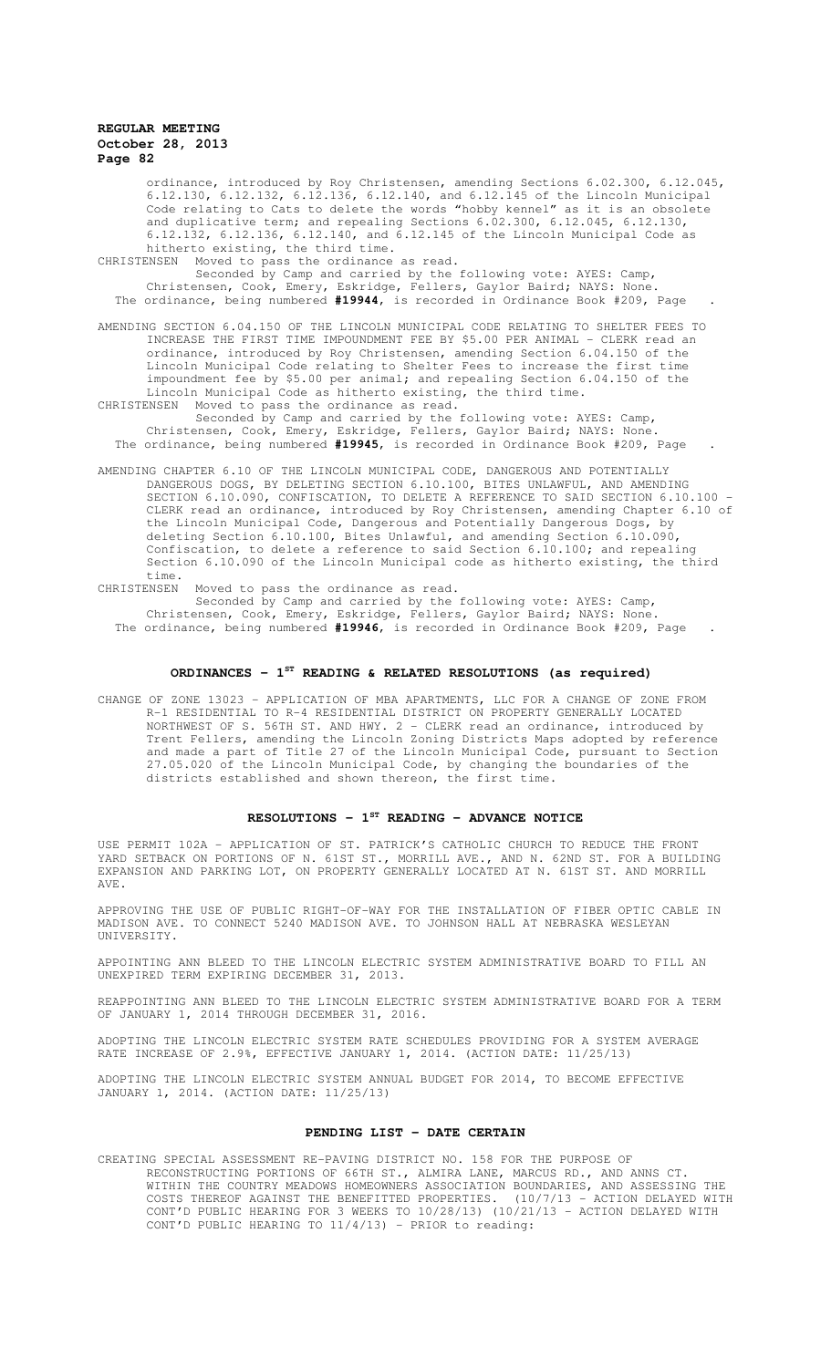ordinance, introduced by Roy Christensen, amending Sections 6.02.300, 6.12.045, 6.12.130, 6.12.132, 6.12.136, 6.12.140, and 6.12.145 of the Lincoln Municipal Code relating to Cats to delete the words "hobby kennel" as it is an obsolete and duplicative term; and repealing Sections 6.02.300, 6.12.045, 6.12.130, 6.12.132, 6.12.136, 6.12.140, and 6.12.145 of the Lincoln Municipal Code as hitherto existing, the third time.

CHRISTENSEN Moved to pass the ordinance as read.

Seconded by Camp and carried by the following vote: AYES: Camp, Christensen, Cook, Emery, Eskridge, Fellers, Gaylor Baird; NAYS: None.

The ordinance, being numbered **#19944**, is recorded in Ordinance Book #209, Page .

AMENDING SECTION 6.04.150 OF THE LINCOLN MUNICIPAL CODE RELATING TO SHELTER FEES TO INCREASE THE FIRST TIME IMPOUNDMENT FEE BY $5.00 PER ANIMAL - CLERK read an ordinance, introduced by Roy Christensen, amending Section 6.04.150 of the Lincoln Municipal Code relating to Shelter Fees to increase the first time impoundment fee by $5.00 per animal; and repealing Section 6.04.150 of the Lincoln Municipal Code as hitherto existing, the third time.

CHRISTENSEN Moved to pass the ordinance as read.

Seconded by Camp and carried by the following vote: AYES: Camp, Christensen, Cook, Emery, Eskridge, Fellers, Gaylor Baird; NAYS: None.

The ordinance, being numbered **#19945**, is recorded in Ordinance Book #209, Page .

AMENDING CHAPTER 6.10 OF THE LINCOLN MUNICIPAL CODE, DANGEROUS AND POTENTIALLY DANGEROUS DOGS, BY DELETING SECTION 6.10.100, BITES UNLAWFUL, AND AMENDING SECTION 6.10.090, CONFISCATION, TO DELETE A REFERENCE TO SAID SECTION 6.10.100 - CLERK read an ordinance, introduced by Roy Christensen, amending Chapter 6.10 of the Lincoln Municipal Code, Dangerous and Potentially Dangerous Dogs, by deleting Section 6.10.100, Bites Unlawful, and amending Section 6.10.090, Confiscation, to delete a reference to said Section 6.10.100; and repealing Section 6.10.090 of the Lincoln Municipal code as hitherto existing, the third time.

CHRISTENSEN Moved to pass the ordinance as read.

Seconded by Camp and carried by the following vote: AYES: Camp, Christensen, Cook, Emery, Eskridge, Fellers, Gaylor Baird; NAYS: None.

The ordinance, being numbered **#19946**, is recorded in Ordinance Book #209, Page .

## ORDINANCES - 1ST READING & RELATED RESOLUTIONS (as required)

CHANGE OF ZONE 13023 - APPLICATION OF MBA APARTMENTS, LLC FOR A CHANGE OF ZONE FROM R-1 RESIDENTIAL TO R-4 RESIDENTIAL DISTRICT ON PROPERTY GENERALLY LOCATED NORTHWEST OF S. 56TH ST. AND HWY. 2 - CLERK read an ordinance, introduced by Trent Fellers, amending the Lincoln Zoning Districts Maps adopted by reference and made a part of Title 27 of the Lincoln Municipal Code, pursuant to Section 27.05.020 of the Lincoln Municipal Code, by changing the boundaries of the districts established and shown thereon, the first time.

## RESOLUTIONS - 1ST READING - ADVANCE NOTICE

USE PERMIT 102A - APPLICATION OF ST. PATRICK'S CATHOLIC CHURCH TO REDUCE THE FRONT YARD SETBACK ON PORTIONS OF N. 61ST ST., MORRILL AVE., AND N. 62ND ST. FOR A BUILDING EXPANSION AND PARKING LOT, ON PROPERTY GENERALLY LOCATED AT N. 61ST ST. AND MORRILL AVE.

APPROVING THE USE OF PUBLIC RIGHT-OF-WAY FOR THE INSTALLATION OF FIBER OPTIC CABLE IN MADISON AVE. TO CONNECT 5240 MADISON AVE. TO JOHNSON HALL AT NEBRASKA WESLEYAN UNIVERSITY.

APPOINTING ANN BLEED TO THE LINCOLN ELECTRIC SYSTEM ADMINISTRATIVE BOARD TO FILL AN UNEXPIRED TERM EXPIRING DECEMBER 31, 2013.

REAPPOINTING ANN BLEED TO THE LINCOLN ELECTRIC SYSTEM ADMINISTRATIVE BOARD FOR A TERM OF JANUARY 1, 2014 THROUGH DECEMBER 31, 2016.

ADOPTING THE LINCOLN ELECTRIC SYSTEM RATE SCHEDULES PROVIDING FOR A SYSTEM AVERAGE RATE INCREASE OF 2.9%, EFFECTIVE JANUARY 1, 2014. (ACTION DATE: 11/25/13)

ADOPTING THE LINCOLN ELECTRIC SYSTEM ANNUAL BUDGET FOR 2014, TO BECOME EFFECTIVE JANUARY 1, 2014. (ACTION DATE: 11/25/13)

## PENDING LIST - DATE CERTAIN

CREATING SPECIAL ASSESSMENT RE-PAVING DISTRICT NO. 158 FOR THE PURPOSE OF RECONSTRUCTING PORTIONS OF 66TH ST., ALMIRA LANE, MARCUS RD., AND ANNS CT. WITHIN THE COUNTRY MEADOWS HOMEOWNERS ASSOCIATION BOUNDARIES, AND ASSESSING THE COSTS THEREOF AGAINST THE BENEFITTED PROPERTIES. (10/7/13 - ACTION DELAYED WITH CONT'D PUBLIC HEARING FOR 3 WEEKS TO 10/28/13) (10/21/13 - ACTION DELAYED WITH CONT'D PUBLIC HEARING TO 11/4/13) - PRIOR to reading: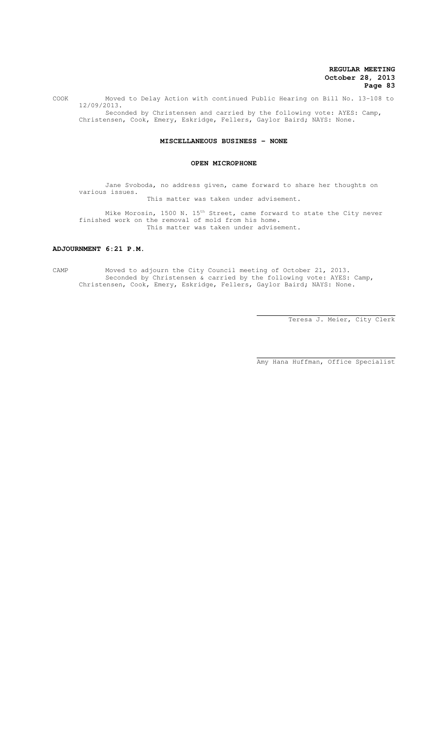COOK Moved to Delay Action with continued Public Hearing on Bill No. 13-108 to 12/09/2013.

Seconded by Christensen and carried by the following vote: AYES: Camp, Christensen, Cook, Emery, Eskridge, Fellers, Gaylor Baird; NAYS: None.

## MISCELLANEOUS BUSINESS - NONE

## OPEN MICROPHONE

Jane Svoboda, no address given, came forward to share her thoughts on various issues.

This matter was taken under advisement.

Mike Morosin, 1500 N. 15th Street, came forward to state the City never finished work on the removal of mold from his home.

This matter was taken under advisement.

## ADJOURNMENT 6:21 P.M.

CAMP Moved to adjourn the City Council meeting of October 21, 2013.

Seconded by Christensen & carried by the following vote: AYES: Camp, Christensen, Cook, Emery, Eskridge, Fellers, Gaylor Baird; NAYS: None.

Teresa J. Meier, City Clerk

Amy Hana Huffman, Office Specialist